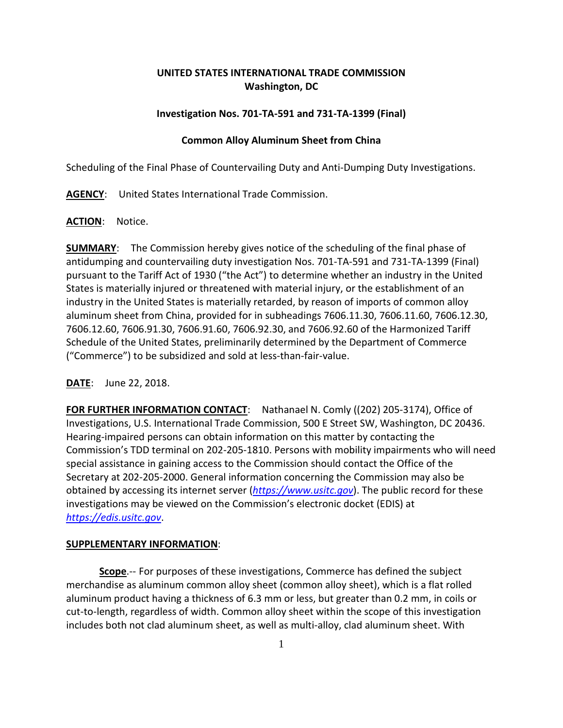**UNITED STATES INTERNATIONAL TRADE COMMISSION**
**Washington, DC**

**Investigation Nos. 701-TA-591 and 731-TA-1399 (Final)**

**Common Alloy Aluminum Sheet from China**

Scheduling of the Final Phase of Countervailing Duty and Anti-Dumping Duty Investigations.

**AGENCY**: United States International Trade Commission.

**ACTION**: Notice.

**SUMMARY**: The Commission hereby gives notice of the scheduling of the final phase of antidumping and countervailing duty investigation Nos. 701-TA-591 and 731-TA-1399 (Final) pursuant to the Tariff Act of 1930 ("the Act") to determine whether an industry in the United States is materially injured or threatened with material injury, or the establishment of an industry in the United States is materially retarded, by reason of imports of common alloy aluminum sheet from China, provided for in subheadings 7606.11.30, 7606.11.60, 7606.12.30, 7606.12.60, 7606.91.30, 7606.91.60, 7606.92.30, and 7606.92.60 of the Harmonized Tariff Schedule of the United States, preliminarily determined by the Department of Commerce ("Commerce") to be subsidized and sold at less-than-fair-value.

**DATE**: June 22, 2018.

**FOR FURTHER INFORMATION CONTACT**: Nathanael N. Comly ((202) 205-3174), Office of Investigations, U.S. International Trade Commission, 500 E Street SW, Washington, DC 20436. Hearing-impaired persons can obtain information on this matter by contacting the Commission's TDD terminal on 202-205-1810. Persons with mobility impairments who will need special assistance in gaining access to the Commission should contact the Office of the Secretary at 202-205-2000. General information concerning the Commission may also be obtained by accessing its internet server (*https://www.usitc.gov*). The public record for these investigations may be viewed on the Commission's electronic docket (EDIS) at *https://edis.usitc.gov*.

**SUPPLEMENTARY INFORMATION**:

**Scope**.-- For purposes of these investigations, Commerce has defined the subject merchandise as aluminum common alloy sheet (common alloy sheet), which is a flat rolled aluminum product having a thickness of 6.3 mm or less, but greater than 0.2 mm, in coils or cut-to-length, regardless of width. Common alloy sheet within the scope of this investigation includes both not clad aluminum sheet, as well as multi-alloy, clad aluminum sheet. With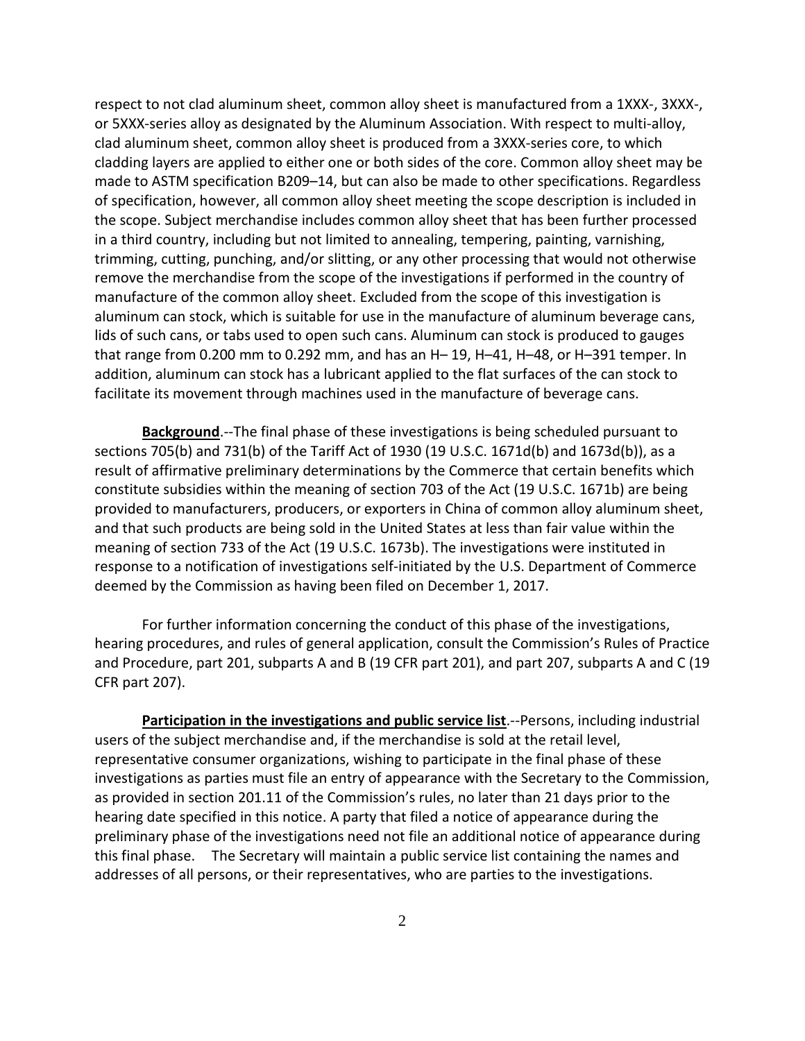respect to not clad aluminum sheet, common alloy sheet is manufactured from a 1XXX-, 3XXX-, or 5XXX-series alloy as designated by the Aluminum Association. With respect to multi-alloy, clad aluminum sheet, common alloy sheet is produced from a 3XXX-series core, to which cladding layers are applied to either one or both sides of the core. Common alloy sheet may be made to ASTM specification B209–14, but can also be made to other specifications. Regardless of specification, however, all common alloy sheet meeting the scope description is included in the scope. Subject merchandise includes common alloy sheet that has been further processed in a third country, including but not limited to annealing, tempering, painting, varnishing, trimming, cutting, punching, and/or slitting, or any other processing that would not otherwise remove the merchandise from the scope of the investigations if performed in the country of manufacture of the common alloy sheet. Excluded from the scope of this investigation is aluminum can stock, which is suitable for use in the manufacture of aluminum beverage cans, lids of such cans, or tabs used to open such cans. Aluminum can stock is produced to gauges that range from 0.200 mm to 0.292 mm, and has an H– 19, H–41, H–48, or H–391 temper. In addition, aluminum can stock has a lubricant applied to the flat surfaces of the can stock to facilitate its movement through machines used in the manufacture of beverage cans.

**Background**.--The final phase of these investigations is being scheduled pursuant to sections 705(b) and 731(b) of the Tariff Act of 1930 (19 U.S.C. 1671d(b) and 1673d(b)), as a result of affirmative preliminary determinations by the Commerce that certain benefits which constitute subsidies within the meaning of section 703 of the Act (19 U.S.C. 1671b) are being provided to manufacturers, producers, or exporters in China of common alloy aluminum sheet, and that such products are being sold in the United States at less than fair value within the meaning of section 733 of the Act (19 U.S.C. 1673b). The investigations were instituted in response to a notification of investigations self-initiated by the U.S. Department of Commerce deemed by the Commission as having been filed on December 1, 2017.

For further information concerning the conduct of this phase of the investigations, hearing procedures, and rules of general application, consult the Commission's Rules of Practice and Procedure, part 201, subparts A and B (19 CFR part 201), and part 207, subparts A and C (19 CFR part 207).

**Participation in the investigations and public service list**.--Persons, including industrial users of the subject merchandise and, if the merchandise is sold at the retail level, representative consumer organizations, wishing to participate in the final phase of these investigations as parties must file an entry of appearance with the Secretary to the Commission, as provided in section 201.11 of the Commission's rules, no later than 21 days prior to the hearing date specified in this notice. A party that filed a notice of appearance during the preliminary phase of the investigations need not file an additional notice of appearance during this final phase. The Secretary will maintain a public service list containing the names and addresses of all persons, or their representatives, who are parties to the investigations.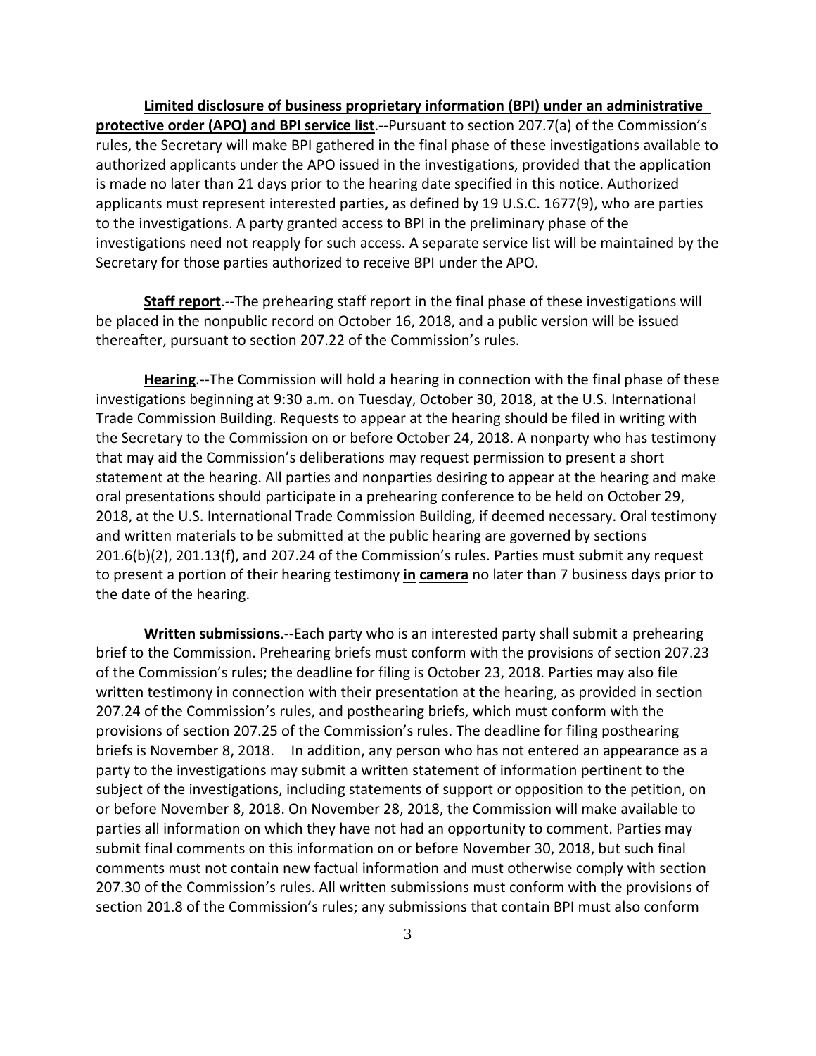**Limited disclosure of business proprietary information (BPI) under an administrative protective order (APO) and BPI service list**.--Pursuant to section 207.7(a) of the Commission's rules, the Secretary will make BPI gathered in the final phase of these investigations available to authorized applicants under the APO issued in the investigations, provided that the application is made no later than 21 days prior to the hearing date specified in this notice. Authorized applicants must represent interested parties, as defined by 19 U.S.C. 1677(9), who are parties to the investigations. A party granted access to BPI in the preliminary phase of the investigations need not reapply for such access. A separate service list will be maintained by the Secretary for those parties authorized to receive BPI under the APO.

**Staff report**.--The prehearing staff report in the final phase of these investigations will be placed in the nonpublic record on October 16, 2018, and a public version will be issued thereafter, pursuant to section 207.22 of the Commission's rules.

**Hearing**.--The Commission will hold a hearing in connection with the final phase of these investigations beginning at 9:30 a.m. on Tuesday, October 30, 2018, at the U.S. International Trade Commission Building. Requests to appear at the hearing should be filed in writing with the Secretary to the Commission on or before October 24, 2018. A nonparty who has testimony that may aid the Commission's deliberations may request permission to present a short statement at the hearing. All parties and nonparties desiring to appear at the hearing and make oral presentations should participate in a prehearing conference to be held on October 29, 2018, at the U.S. International Trade Commission Building, if deemed necessary. Oral testimony and written materials to be submitted at the public hearing are governed by sections 201.6(b)(2), 201.13(f), and 207.24 of the Commission's rules. Parties must submit any request to present a portion of their hearing testimony **in camera** no later than 7 business days prior to the date of the hearing.

**Written submissions**.--Each party who is an interested party shall submit a prehearing brief to the Commission. Prehearing briefs must conform with the provisions of section 207.23 of the Commission's rules; the deadline for filing is October 23, 2018. Parties may also file written testimony in connection with their presentation at the hearing, as provided in section 207.24 of the Commission's rules, and posthearing briefs, which must conform with the provisions of section 207.25 of the Commission's rules. The deadline for filing posthearing briefs is November 8, 2018. In addition, any person who has not entered an appearance as a party to the investigations may submit a written statement of information pertinent to the subject of the investigations, including statements of support or opposition to the petition, on or before November 8, 2018. On November 28, 2018, the Commission will make available to parties all information on which they have not had an opportunity to comment. Parties may submit final comments on this information on or before November 30, 2018, but such final comments must not contain new factual information and must otherwise comply with section 207.30 of the Commission's rules. All written submissions must conform with the provisions of section 201.8 of the Commission's rules; any submissions that contain BPI must also conform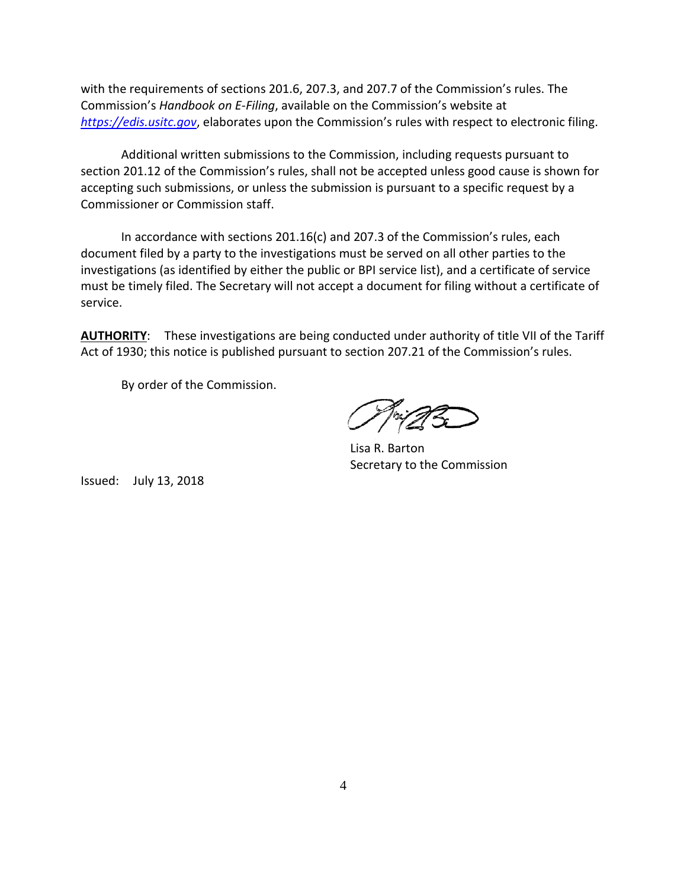with the requirements of sections 201.6, 207.3, and 207.7 of the Commission's rules. The Commission's *Handbook on E-Filing*, available on the Commission's website at *https://edis.usitc.gov*, elaborates upon the Commission's rules with respect to electronic filing.

Additional written submissions to the Commission, including requests pursuant to section 201.12 of the Commission's rules, shall not be accepted unless good cause is shown for accepting such submissions, or unless the submission is pursuant to a specific request by a Commissioner or Commission staff.

In accordance with sections 201.16(c) and 207.3 of the Commission's rules, each document filed by a party to the investigations must be served on all other parties to the investigations (as identified by either the public or BPI service list), and a certificate of service must be timely filed. The Secretary will not accept a document for filing without a certificate of service.

**AUTHORITY**: These investigations are being conducted under authority of title VII of the Tariff Act of 1930; this notice is published pursuant to section 207.21 of the Commission's rules.

By order of the Commission.

Lisa R. Barton
Secretary to the Commission

Issued: July 13, 2018